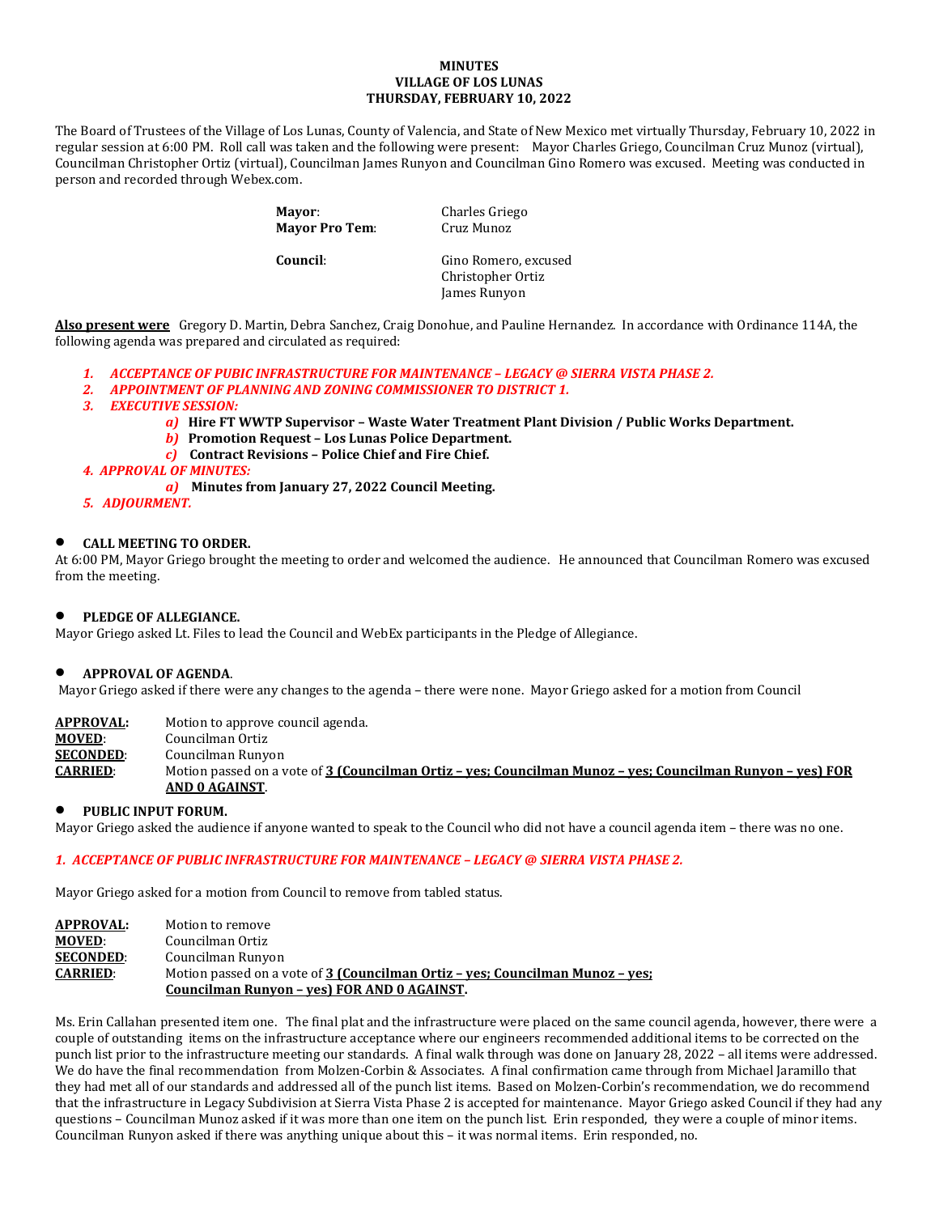**MINUTES**
**VILLAGE OF LOS LUNAS**
**THURSDAY, FEBRUARY 10, 2022**

The Board of Trustees of the Village of Los Lunas, County of Valencia, and State of New Mexico met virtually Thursday, February 10, 2022 in regular session at 6:00 PM. Roll call was taken and the following were present: Mayor Charles Griego, Councilman Cruz Munoz (virtual), Councilman Christopher Ortiz (virtual), Councilman James Runyon and Councilman Gino Romero was excused. Meeting was conducted in person and recorded through Webex.com.

| | |
|---|---|
| **Mayor**: | Charles Griego |
| **Mayor Pro Tem**: | Cruz Munoz |
| **Council**: | Gino Romero, excused<br>Christopher Ortiz<br>James Runyon |

**Also present were** Gregory D. Martin, Debra Sanchez, Craig Donohue, and Pauline Hernandez. In accordance with Ordinance 114A, the following agenda was prepared and circulated as required:

1. *ACCEPTANCE OF PUBIC INFRASTRUCTURE FOR MAINTENANCE – LEGACY @ SIERRA VISTA PHASE 2.*
2. *APPOINTMENT OF PLANNING AND ZONING COMMISSIONER TO DISTRICT 1.*
3. *EXECUTIVE SESSION:*
   - *a)* **Hire FT WWTP Supervisor – Waste Water Treatment Plant Division / Public Works Department.**
   - *b)* **Promotion Request – Los Lunas Police Department.**
   - *c)* **Contract Revisions – Police Chief and Fire Chief.**
4. *APPROVAL OF MINUTES:*
   - *a)* **Minutes from January 27, 2022 Council Meeting.**
5. *ADJOURMENT.*

- **CALL MEETING TO ORDER.**

At 6:00 PM, Mayor Griego brought the meeting to order and welcomed the audience. He announced that Councilman Romero was excused from the meeting.

- **PLEDGE OF ALLEGIANCE.**

Mayor Griego asked Lt. Files to lead the Council and WebEx participants in the Pledge of Allegiance.

- **APPROVAL OF AGENDA**.

Mayor Griego asked if there were any changes to the agenda – there were none. Mayor Griego asked for a motion from Council

| | |
|---|---|
| **APPROVAL:** | Motion to approve council agenda. |
| **MOVED**: | Councilman Ortiz |
| **SECONDED**: | Councilman Runyon |
| **CARRIED**: | Motion passed on a vote of **3 (Councilman Ortiz – yes; Councilman Munoz – yes; Councilman Runyon – yes) FOR AND 0 AGAINST**. |

- **PUBLIC INPUT FORUM.**

Mayor Griego asked the audience if anyone wanted to speak to the Council who did not have a council agenda item – there was no one.

*1. ACCEPTANCE OF PUBLIC INFRASTRUCTURE FOR MAINTENANCE – LEGACY @ SIERRA VISTA PHASE 2.*

Mayor Griego asked for a motion from Council to remove from tabled status.

| | |
|---|---|
| **APPROVAL:** | Motion to remove |
| **MOVED**: | Councilman Ortiz |
| **SECONDED**: | Councilman Runyon |
| **CARRIED**: | Motion passed on a vote of **3 (Councilman Ortiz – yes; Councilman Munoz – yes; Councilman Runyon – yes) FOR AND 0 AGAINST.** |

Ms. Erin Callahan presented item one. The final plat and the infrastructure were placed on the same council agenda, however, there were a couple of outstanding items on the infrastructure acceptance where our engineers recommended additional items to be corrected on the punch list prior to the infrastructure meeting our standards. A final walk through was done on January 28, 2022 – all items were addressed. We do have the final recommendation from Molzen-Corbin & Associates. A final confirmation came through from Michael Jaramillo that they had met all of our standards and addressed all of the punch list items. Based on Molzen-Corbin's recommendation, we do recommend that the infrastructure in Legacy Subdivision at Sierra Vista Phase 2 is accepted for maintenance. Mayor Griego asked Council if they had any questions – Councilman Munoz asked if it was more than one item on the punch list. Erin responded, they were a couple of minor items. Councilman Runyon asked if there was anything unique about this – it was normal items. Erin responded, no.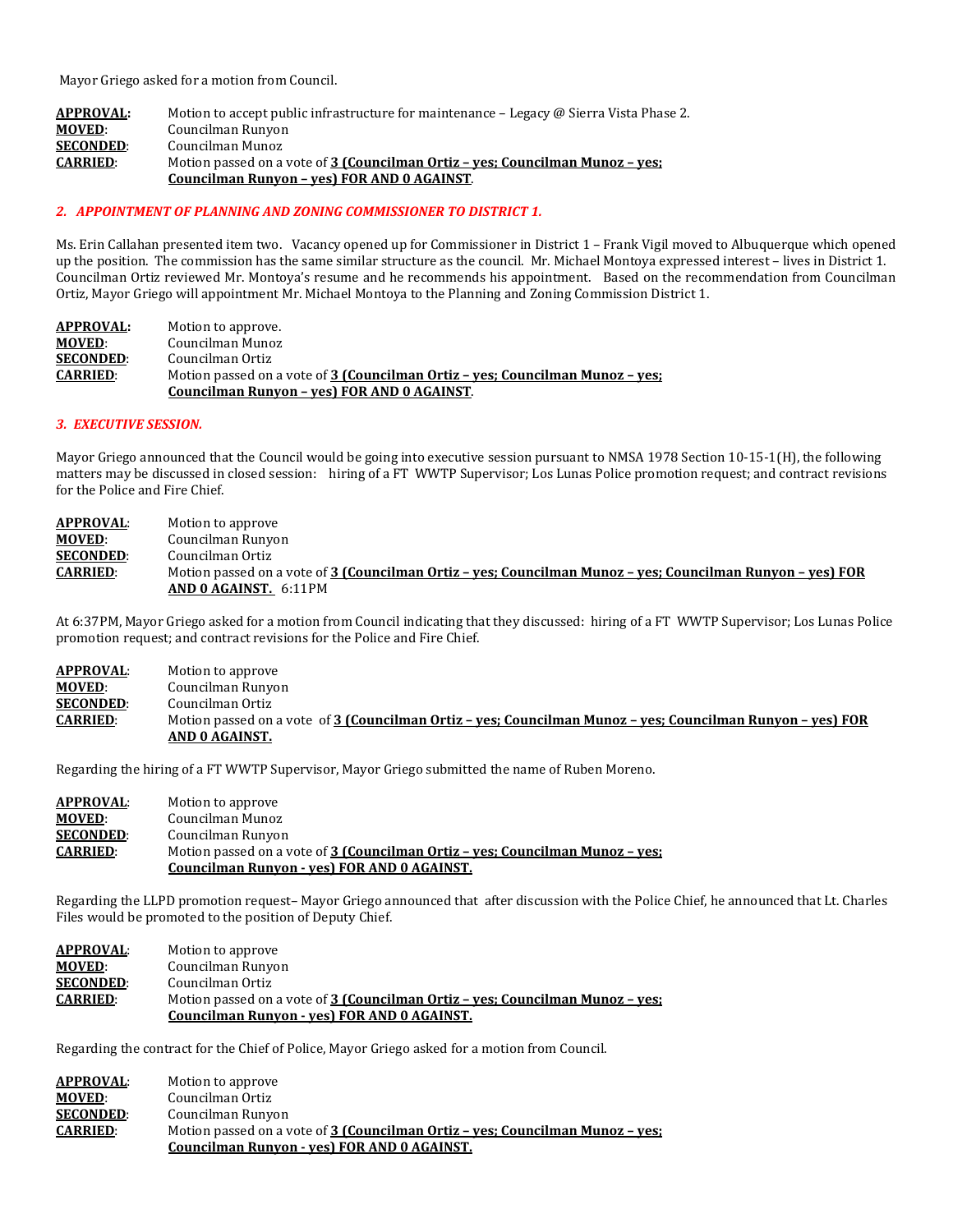Mayor Griego asked for a motion from Council.

**APPROVAL:** Motion to accept public infrastructure for maintenance – Legacy @ Sierra Vista Phase 2.
**MOVED**: Councilman Runyon
**SECONDED**: Councilman Munoz
**CARRIED**: Motion passed on a vote of **3 (Councilman Ortiz – yes; Councilman Munoz – yes; Councilman Runyon – yes) FOR AND 0 AGAINST**.

### *2. APPOINTMENT OF PLANNING AND ZONING COMMISSIONER TO DISTRICT 1.*

Ms. Erin Callahan presented item two. Vacancy opened up for Commissioner in District 1 – Frank Vigil moved to Albuquerque which opened up the position. The commission has the same similar structure as the council. Mr. Michael Montoya expressed interest – lives in District 1. Councilman Ortiz reviewed Mr. Montoya's resume and he recommends his appointment. Based on the recommendation from Councilman Ortiz, Mayor Griego will appointment Mr. Michael Montoya to the Planning and Zoning Commission District 1.

**APPROVAL:** Motion to approve.
**MOVED**: Councilman Munoz
**SECONDED**: Councilman Ortiz
**CARRIED**: Motion passed on a vote of **3 (Councilman Ortiz – yes; Councilman Munoz – yes; Councilman Runyon – yes) FOR AND 0 AGAINST**.

### *3. EXECUTIVE SESSION.*

Mayor Griego announced that the Council would be going into executive session pursuant to NMSA 1978 Section 10-15-1(H), the following matters may be discussed in closed session: hiring of a FT WWTP Supervisor; Los Lunas Police promotion request; and contract revisions for the Police and Fire Chief.

**APPROVAL**: Motion to approve
**MOVED**: Councilman Runyon
**SECONDED**: Councilman Ortiz
**CARRIED**: Motion passed on a vote of **3 (Councilman Ortiz – yes; Councilman Munoz – yes; Councilman Runyon – yes) FOR AND 0 AGAINST.** 6:11PM

At 6:37PM, Mayor Griego asked for a motion from Council indicating that they discussed: hiring of a FT WWTP Supervisor; Los Lunas Police promotion request; and contract revisions for the Police and Fire Chief.

**APPROVAL**: Motion to approve
**MOVED**: Councilman Runyon
**SECONDED**: Councilman Ortiz
**CARRIED**: Motion passed on a vote of **3 (Councilman Ortiz – yes; Councilman Munoz – yes; Councilman Runyon – yes) FOR AND 0 AGAINST.**

Regarding the hiring of a FT WWTP Supervisor, Mayor Griego submitted the name of Ruben Moreno.

**APPROVAL**: Motion to approve
**MOVED**: Councilman Munoz
**SECONDED**: Councilman Runyon
**CARRIED**: Motion passed on a vote of **3 (Councilman Ortiz – yes; Councilman Munoz – yes; Councilman Runyon - yes) FOR AND 0 AGAINST.**

Regarding the LLPD promotion request– Mayor Griego announced that after discussion with the Police Chief, he announced that Lt. Charles Files would be promoted to the position of Deputy Chief.

**APPROVAL**: Motion to approve
**MOVED**: Councilman Runyon
**SECONDED**: Councilman Ortiz
**CARRIED**: Motion passed on a vote of **3 (Councilman Ortiz – yes; Councilman Munoz – yes; Councilman Runyon - yes) FOR AND 0 AGAINST.**

Regarding the contract for the Chief of Police, Mayor Griego asked for a motion from Council.

**APPROVAL**: Motion to approve
**MOVED**: Councilman Ortiz
**SECONDED**: Councilman Runyon
**CARRIED**: Motion passed on a vote of **3 (Councilman Ortiz – yes; Councilman Munoz – yes; Councilman Runyon - yes) FOR AND 0 AGAINST.**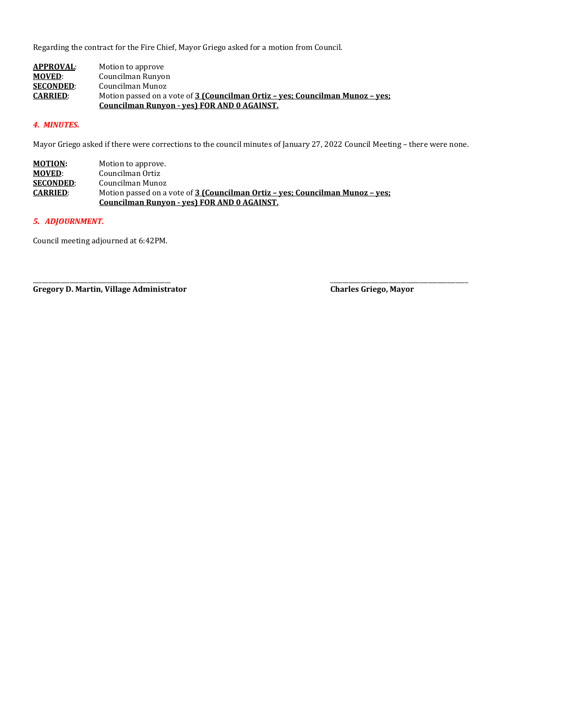Regarding the contract for the Fire Chief, Mayor Griego asked for a motion from Council.

**APPROVAL**: Motion to approve
**MOVED**: Councilman Runyon
**SECONDED**: Councilman Munoz
**CARRIED**: Motion passed on a vote of **3 (Councilman Ortiz – yes; Councilman Munoz – yes; Councilman Runyon - yes) FOR AND 0 AGAINST.**

### *4. MINUTES.*

Mayor Griego asked if there were corrections to the council minutes of January 27, 2022 Council Meeting – there were none.

**MOTION:** Motion to approve.
**MOVED**: Councilman Ortiz
**SECONDED**: Councilman Munoz
**CARRIED**: Motion passed on a vote of **3 (Councilman Ortiz – yes; Councilman Munoz – yes; Councilman Runyon - yes) FOR AND 0 AGAINST.**

### *5. ADJOURNMENT.*

Council meeting adjourned at 6:42PM.

\_\_\_\_\_\_\_\_\_\_\_\_\_\_\_\_\_\_\_\_\_\_\_\_\_\_\_\_\_\_\_\_\_\_\_\_\_\_
**Gregory D. Martin, Village Administrator**

\_\_\_\_\_\_\_\_\_\_\_\_\_\_\_\_\_\_\_\_\_\_\_\_\_\_\_\_\_\_\_\_\_\_\_\_\_\_
**Charles Griego, Mayor**